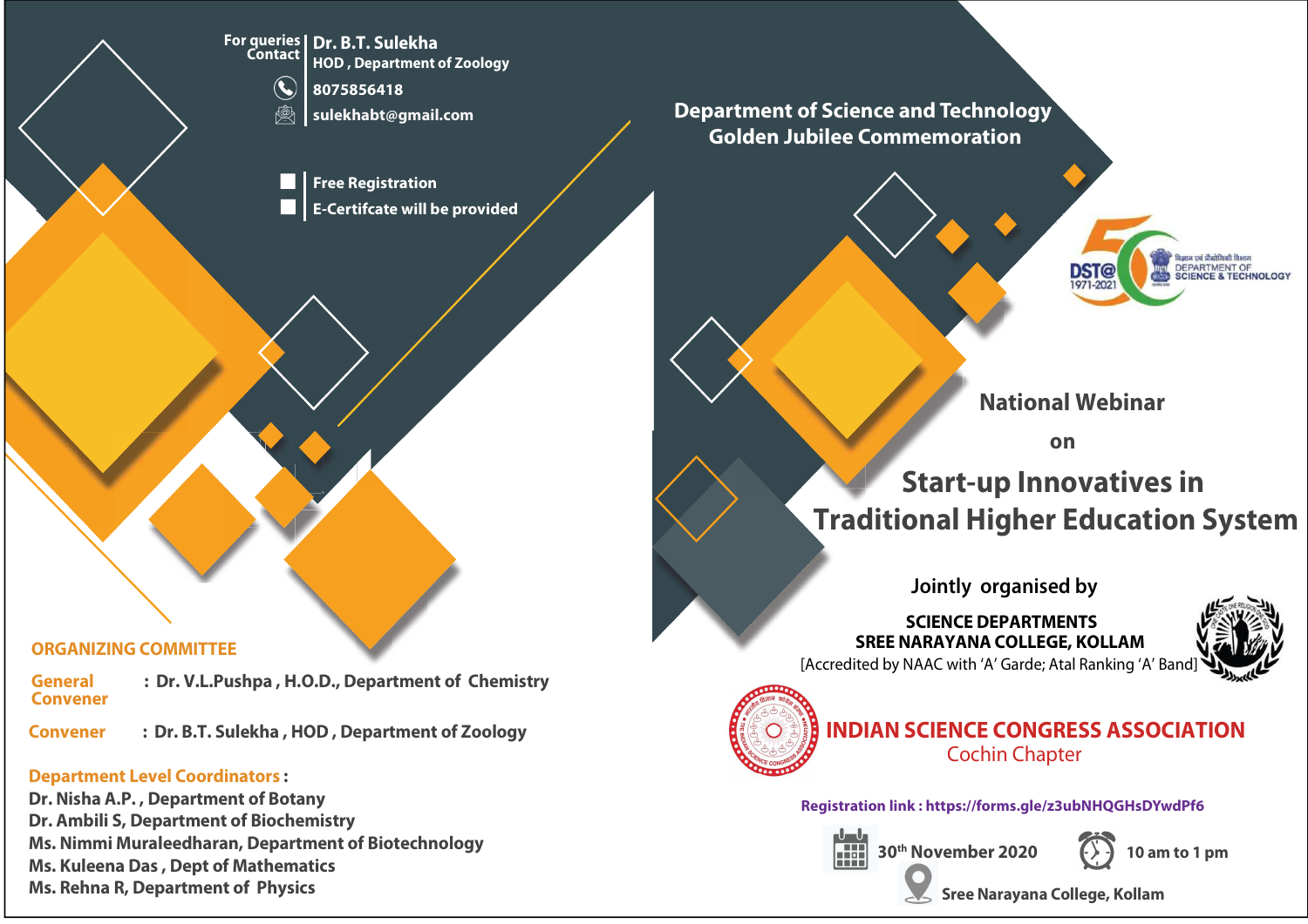For queries Contact | **Dr. B.T. Sulekha**
HOD , Department of Zoology
8075856418
sulekhabt@gmail.com

- Free Registration
- E-Certifcate will be provided

## ORGANIZING COMMITTEE

**General Convener** : Dr. V.L.Pushpa , H.O.D., Department of Chemistry

**Convener** : Dr. B.T. Sulekha , HOD , Department of Zoology

**Department Level Coordinators :**

Dr. Nisha A.P. , Department of Botany
Dr. Ambili S, Department of Biochemistry
Ms. Nimmi Muraleedharan, Department of Biotechnology
Ms. Kuleena Das , Dept of Mathematics
Ms. Rehna R, Department of Physics

**Department of Science and Technology**
**Golden Jubilee Commemoration**

DST@ 50 1971-2021 Department of Science & Technology

## National Webinar
on
# Start-up Innovatives in Traditional Higher Education System

Jointly organised by

**SCIENCE DEPARTMENTS**
**SREE NARAYANA COLLEGE, KOLLAM**
[Accredited by NAAC with 'A' Garde; Atal Ranking 'A' Band]

**INDIAN SCIENCE CONGRESS ASSOCIATION**
Cochin Chapter

**Registration link : https://forms.gle/z3ubNHQGHsDYwdPf6**

30th November 2020 | 10 am to 1 pm

Sree Narayana College, Kollam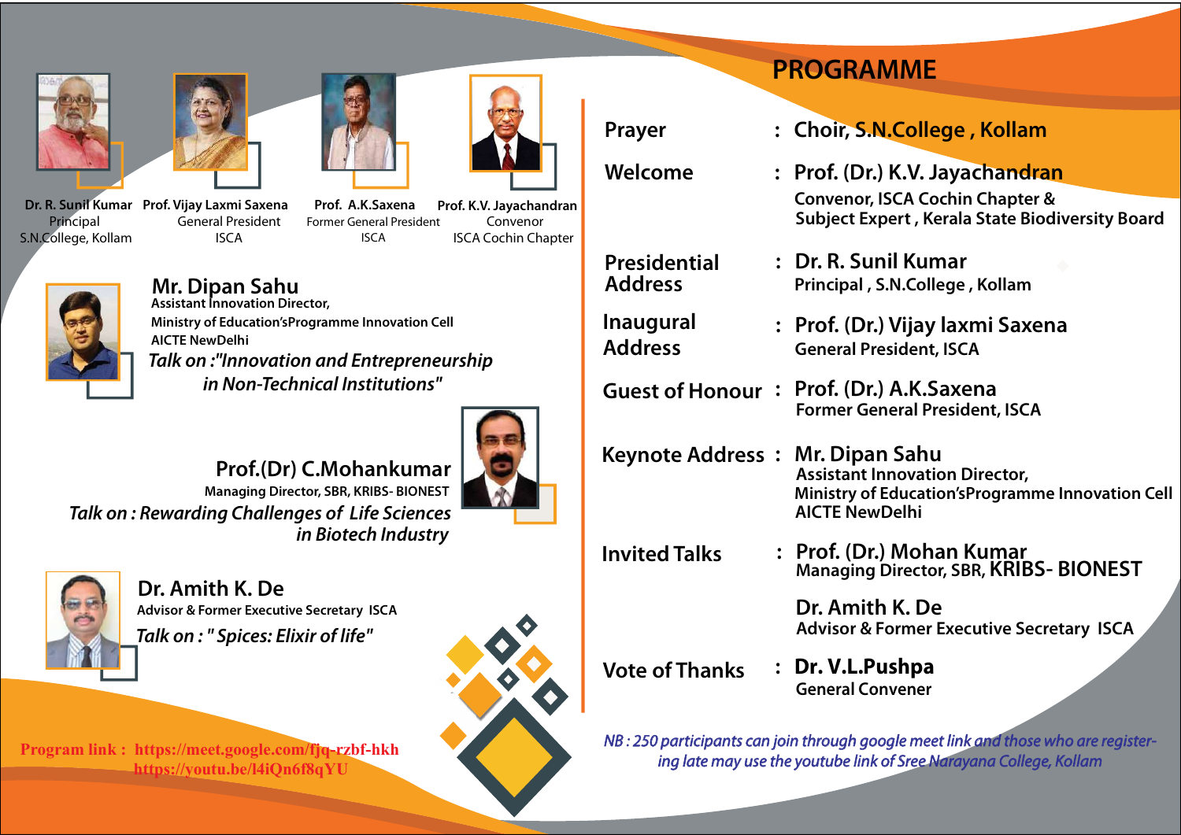Dr. R. Sunil Kumar
Principal
S.N.College, Kollam

Prof. Vijay Laxmi Saxena
General President
ISCA

Prof. A.K.Saxena
Former General President
ISCA

Prof. K.V. Jayachandran
Convenor
ISCA Cochin Chapter

**Mr. Dipan Sahu**
Assistant Innovation Director,
Ministry of Education'sProgramme Innovation Cell
AICTE NewDelhi
*Talk on :"Innovation and Entrepreneurship in Non-Technical Institutions"*

**Prof.(Dr) C.Mohankumar**
Managing Director, SBR, KRIBS- BIONEST
*Talk on : Rewarding Challenges of Life Sciences in Biotech Industry*

**Dr. Amith K. De**
Advisor & Former Executive Secretary ISCA
*Talk on : " Spices: Elixir of life"*

Program link : https://meet.google.com/fjq-rzbf-hkh
https://youtu.be/l4iQn6f8qYU

# PROGRAMME

| | | |
|---|---|---|
| Prayer | : | Choir, S.N.College , Kollam |
| Welcome | : | Prof. (Dr.) K.V. Jayachandran<br>Convenor, ISCA Cochin Chapter &<br>Subject Expert , Kerala State Biodiversity Board |
| Presidential Address | : | Dr. R. Sunil Kumar<br>Principal , S.N.College , Kollam |
| Inaugural Address | : | Prof. (Dr.) Vijay laxmi Saxena<br>General President, ISCA |
| Guest of Honour | : | Prof. (Dr.) A.K.Saxena<br>Former General President, ISCA |
| Keynote Address | : | Mr. Dipan Sahu<br>Assistant Innovation Director,<br>Ministry of Education'sProgramme Innovation Cell<br>AICTE NewDelhi |
| Invited Talks | : | Prof. (Dr.) Mohan Kumar<br>Managing Director, SBR, KRIBS- BIONEST<br><br>Dr. Amith K. De<br>Advisor & Former Executive Secretary ISCA |
| Vote of Thanks | : | Dr. V.L.Pushpa<br>General Convener |

*NB : 250 participants can join through google meet link and those who are register-ing late may use the youtube link of Sree Narayana College, Kollam*